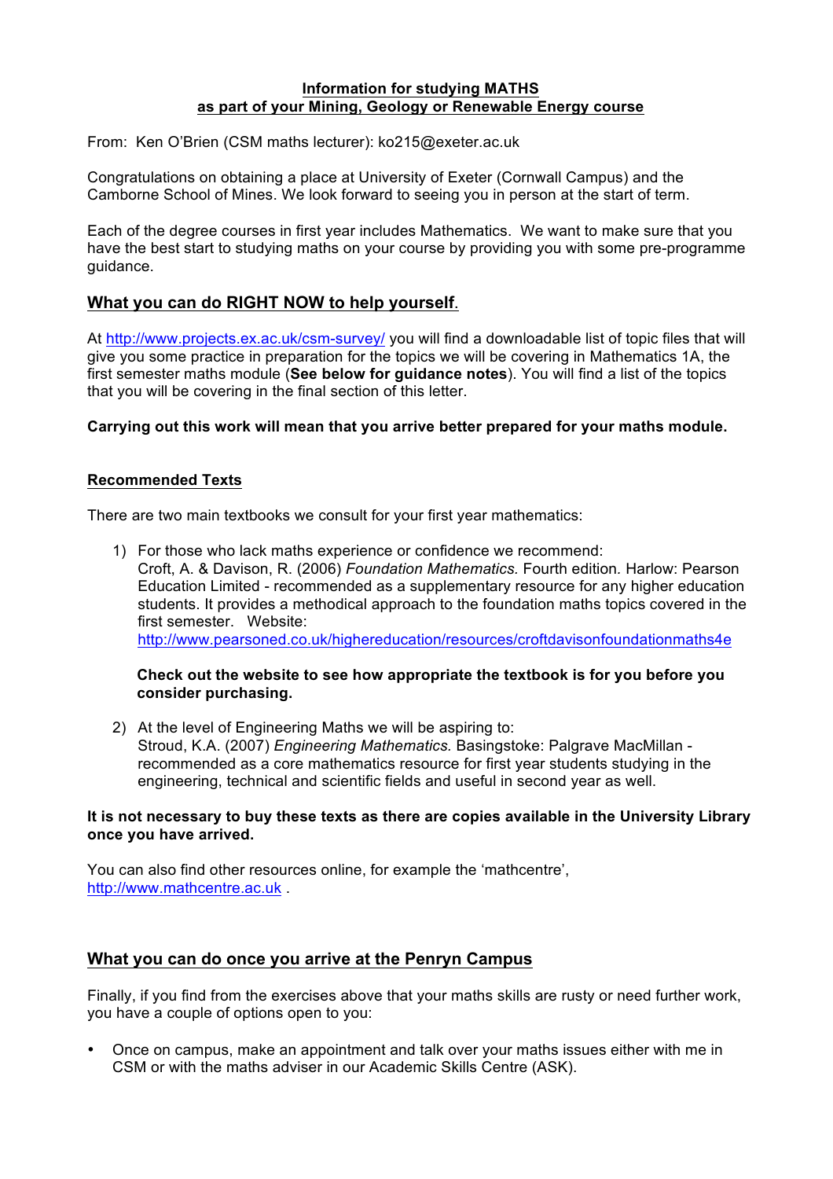**Information for studying MATHS**
**as part of your Mining, Geology or Renewable Energy course**

From: Ken O'Brien (CSM maths lecturer): ko215@exeter.ac.uk

Congratulations on obtaining a place at University of Exeter (Cornwall Campus) and the Camborne School of Mines. We look forward to seeing you in person at the start of term.

Each of the degree courses in first year includes Mathematics. We want to make sure that you have the best start to studying maths on your course by providing you with some pre-programme guidance.

## What you can do RIGHT NOW to help yourself.

At http://www.projects.ex.ac.uk/csm-survey/ you will find a downloadable list of topic files that will give you some practice in preparation for the topics we will be covering in Mathematics 1A, the first semester maths module (**See below for guidance notes**). You will find a list of the topics that you will be covering in the final section of this letter.

**Carrying out this work will mean that you arrive better prepared for your maths module.**

## Recommended Texts

There are two main textbooks we consult for your first year mathematics:

1) For those who lack maths experience or confidence we recommend:
   Croft, A. & Davison, R. (2006) *Foundation Mathematics.* Fourth edition*.* Harlow: Pearson Education Limited - recommended as a supplementary resource for any higher education students. It provides a methodical approach to the foundation maths topics covered in the first semester. Website: http://www.pearsoned.co.uk/highereducation/resources/croftdavisonfoundationmaths4e

   **Check out the website to see how appropriate the textbook is for you before you consider purchasing.**

2) At the level of Engineering Maths we will be aspiring to:
   Stroud, K.A. (2007) *Engineering Mathematics.* Basingstoke: Palgrave MacMillan - recommended as a core mathematics resource for first year students studying in the engineering, technical and scientific fields and useful in second year as well.

**It is not necessary to buy these texts as there are copies available in the University Library once you have arrived.**

You can also find other resources online, for example the 'mathcentre', http://www.mathcentre.ac.uk .

## What you can do once you arrive at the Penryn Campus

Finally, if you find from the exercises above that your maths skills are rusty or need further work, you have a couple of options open to you:

- Once on campus, make an appointment and talk over your maths issues either with me in CSM or with the maths adviser in our Academic Skills Centre (ASK).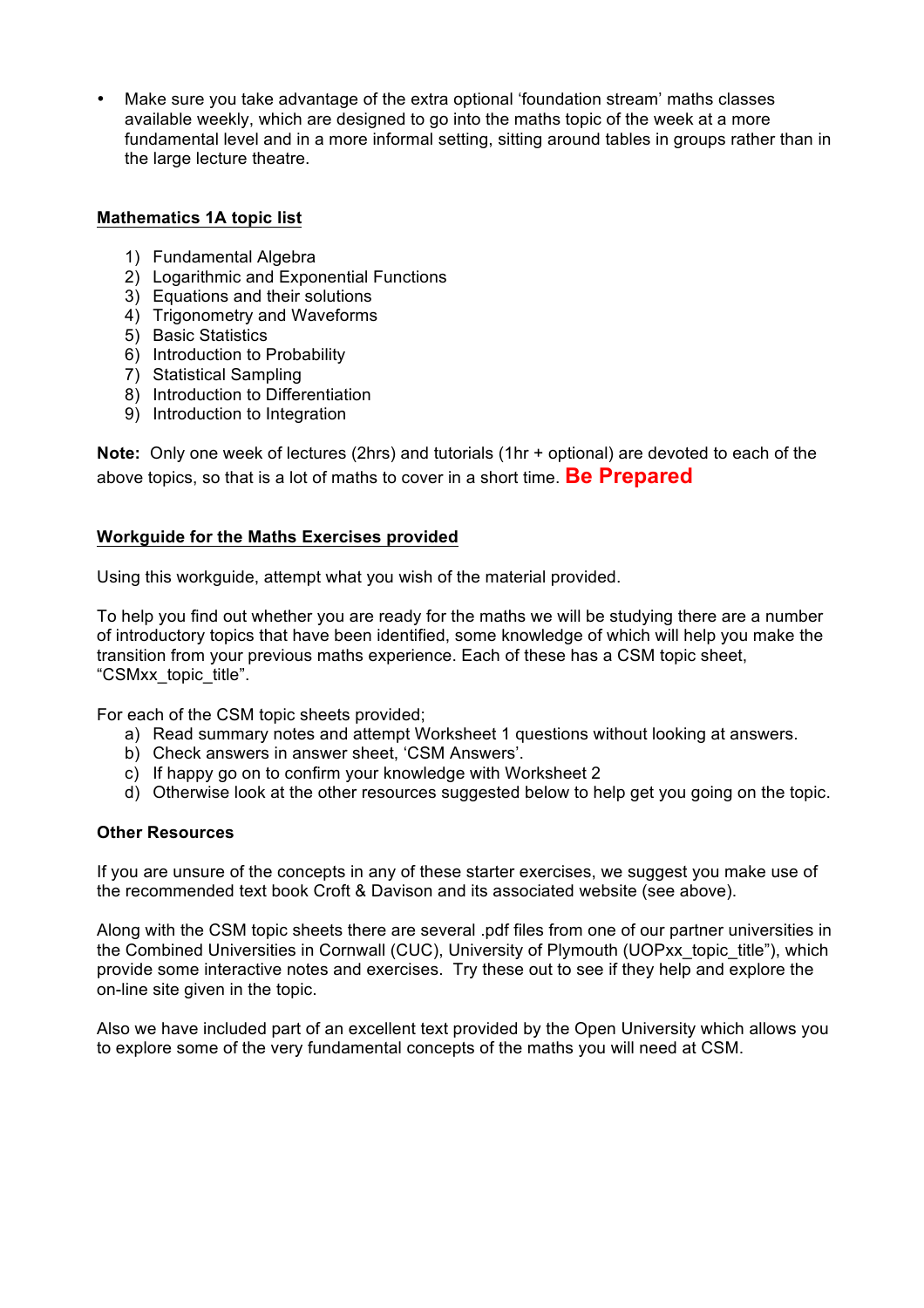- Make sure you take advantage of the extra optional 'foundation stream' maths classes available weekly, which are designed to go into the maths topic of the week at a more fundamental level and in a more informal setting, sitting around tables in groups rather than in the large lecture theatre.

**Mathematics 1A topic list**

1) Fundamental Algebra
2) Logarithmic and Exponential Functions
3) Equations and their solutions
4) Trigonometry and Waveforms
5) Basic Statistics
6) Introduction to Probability
7) Statistical Sampling
8) Introduction to Differentiation
9) Introduction to Integration

**Note:** Only one week of lectures (2hrs) and tutorials (1hr + optional) are devoted to each of the above topics, so that is a lot of maths to cover in a short time. **Be Prepared**

**Workguide for the Maths Exercises provided**

Using this workguide, attempt what you wish of the material provided.

To help you find out whether you are ready for the maths we will be studying there are a number of introductory topics that have been identified, some knowledge of which will help you make the transition from your previous maths experience. Each of these has a CSM topic sheet, "CSMxx_topic_title".

For each of the CSM topic sheets provided;

a) Read summary notes and attempt Worksheet 1 questions without looking at answers.
b) Check answers in answer sheet, 'CSM Answers'.
c) If happy go on to confirm your knowledge with Worksheet 2
d) Otherwise look at the other resources suggested below to help get you going on the topic.

**Other Resources**

If you are unsure of the concepts in any of these starter exercises, we suggest you make use of the recommended text book Croft & Davison and its associated website (see above).

Along with the CSM topic sheets there are several .pdf files from one of our partner universities in the Combined Universities in Cornwall (CUC), University of Plymouth (UOPxx_topic_title"), which provide some interactive notes and exercises. Try these out to see if they help and explore the on-line site given in the topic.

Also we have included part of an excellent text provided by the Open University which allows you to explore some of the very fundamental concepts of the maths you will need at CSM.